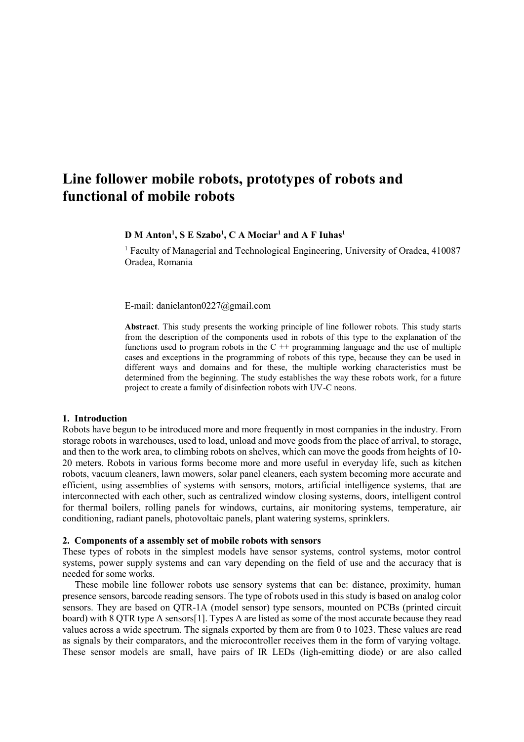# Line follower mobile robots, prototypes of robots and functional of mobile robots

**D M Anton[1], S E Szabo[1], C A Mociar[1] and A F Iuhas[1]**

[1] Faculty of Managerial and Technological Engineering, University of Oradea, 410087 Oradea, Romania

E-mail: danielanton0227@gmail.com

**Abstract**. This study presents the working principle of line follower robots. This study starts from the description of the components used in robots of this type to the explanation of the functions used to program robots in the C ++ programming language and the use of multiple cases and exceptions in the programming of robots of this type, because they can be used in different ways and domains and for these, the multiple working characteristics must be determined from the beginning. The study establishes the way these robots work, for a future project to create a family of disinfection robots with UV-C neons.

## 1. Introduction

Robots have begun to be introduced more and more frequently in most companies in the industry. From storage robots in warehouses, used to load, unload and move goods from the place of arrival, to storage, and then to the work area, to climbing robots on shelves, which can move the goods from heights of 10-20 meters. Robots in various forms become more and more useful in everyday life, such as kitchen robots, vacuum cleaners, lawn mowers, solar panel cleaners, each system becoming more accurate and efficient, using assemblies of systems with sensors, motors, artificial intelligence systems, that are interconnected with each other, such as centralized window closing systems, doors, intelligent control for thermal boilers, rolling panels for windows, curtains, air monitoring systems, temperature, air conditioning, radiant panels, photovoltaic panels, plant watering systems, sprinklers.

## 2. Components of a assembly set of mobile robots with sensors

These types of robots in the simplest models have sensor systems, control systems, motor control systems, power supply systems and can vary depending on the field of use and the accuracy that is needed for some works.

These mobile line follower robots use sensory systems that can be: distance, proximity, human presence sensors, barcode reading sensors. The type of robots used in this study is based on analog color sensors. They are based on QTR-1A (model sensor) type sensors, mounted on PCBs (printed circuit board) with 8 QTR type A sensors[1]. Types A are listed as some of the most accurate because they read values across a wide spectrum. The signals exported by them are from 0 to 1023. These values are read as signals by their comparators, and the microcontroller receives them in the form of varying voltage. These sensor models are small, have pairs of IR LEDs (ligh-emitting diode) or are also called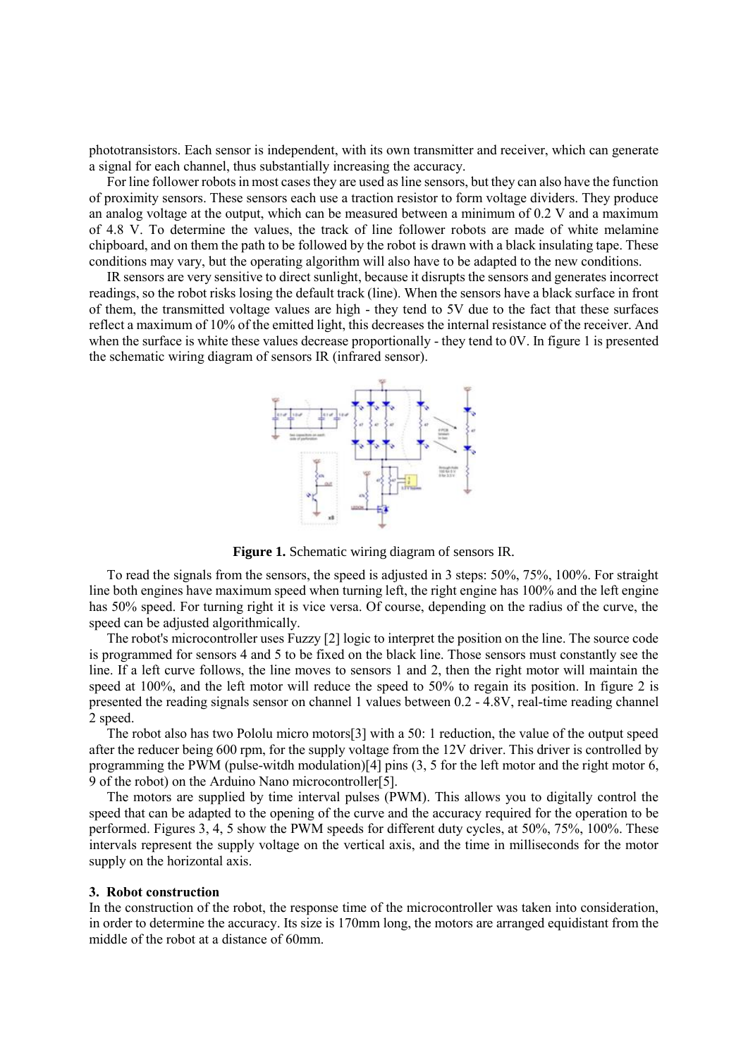phototransistors. Each sensor is independent, with its own transmitter and receiver, which can generate a signal for each channel, thus substantially increasing the accuracy.

For line follower robots in most cases they are used as line sensors, but they can also have the function of proximity sensors. These sensors each use a traction resistor to form voltage dividers. They produce an analog voltage at the output, which can be measured between a minimum of 0.2 V and a maximum of 4.8 V. To determine the values, the track of line follower robots are made of white melamine chipboard, and on them the path to be followed by the robot is drawn with a black insulating tape. These conditions may vary, but the operating algorithm will also have to be adapted to the new conditions.

IR sensors are very sensitive to direct sunlight, because it disrupts the sensors and generates incorrect readings, so the robot risks losing the default track (line). When the sensors have a black surface in front of them, the transmitted voltage values are high - they tend to 5V due to the fact that these surfaces reflect a maximum of 10% of the emitted light, this decreases the internal resistance of the receiver. And when the surface is white these values decrease proportionally - they tend to 0V. In figure 1 is presented the schematic wiring diagram of sensors IR (infrared sensor).

**Figure 1.** Schematic wiring diagram of sensors IR.

To read the signals from the sensors, the speed is adjusted in 3 steps: 50%, 75%, 100%. For straight line both engines have maximum speed when turning left, the right engine has 100% and the left engine has 50% speed. For turning right it is vice versa. Of course, depending on the radius of the curve, the speed can be adjusted algorithmically.

The robot's microcontroller uses Fuzzy [2] logic to interpret the position on the line. The source code is programmed for sensors 4 and 5 to be fixed on the black line. Those sensors must constantly see the line. If a left curve follows, the line moves to sensors 1 and 2, then the right motor will maintain the speed at 100%, and the left motor will reduce the speed to 50% to regain its position. In figure 2 is presented the reading signals sensor on channel 1 values between 0.2 - 4.8V, real-time reading channel 2 speed.

The robot also has two Pololu micro motors[3] with a 50: 1 reduction, the value of the output speed after the reducer being 600 rpm, for the supply voltage from the 12V driver. This driver is controlled by programming the PWM (pulse-witdh modulation)[4] pins (3, 5 for the left motor and the right motor 6, 9 of the robot) on the Arduino Nano microcontroller[5].

The motors are supplied by time interval pulses (PWM). This allows you to digitally control the speed that can be adapted to the opening of the curve and the accuracy required for the operation to be performed. Figures 3, 4, 5 show the PWM speeds for different duty cycles, at 50%, 75%, 100%. These intervals represent the supply voltage on the vertical axis, and the time in milliseconds for the motor supply on the horizontal axis.

## 3. Robot construction

In the construction of the robot, the response time of the microcontroller was taken into consideration, in order to determine the accuracy. Its size is 170mm long, the motors are arranged equidistant from the middle of the robot at a distance of 60mm.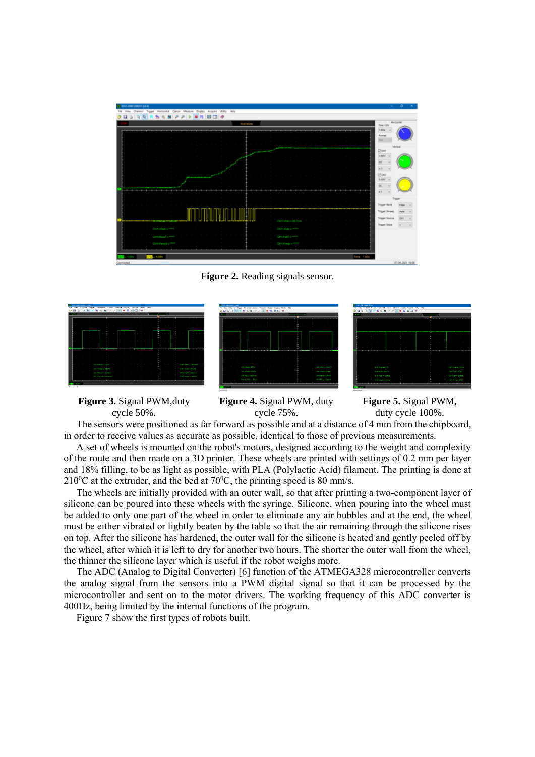**Figure 2.** Reading signals sensor.

**Figure 3.** Signal PWM,duty cycle 50%.

**Figure 4.** Signal PWM, duty cycle 75%.

**Figure 5.** Signal PWM, duty cycle 100%.

The sensors were positioned as far forward as possible and at a distance of 4 mm from the chipboard, in order to receive values as accurate as possible, identical to those of previous measurements.

A set of wheels is mounted on the robot's motors, designed according to the weight and complexity of the route and then made on a 3D printer. These wheels are printed with settings of 0.2 mm per layer and 18% filling, to be as light as possible, with PLA (Polylactic Acid) filament. The printing is done at $210^0$C at the extruder, and the bed at $70^0$C, the printing speed is 80 mm/s.

The wheels are initially provided with an outer wall, so that after printing a two-component layer of silicone can be poured into these wheels with the syringe. Silicone, when pouring into the wheel must be added to only one part of the wheel in order to eliminate any air bubbles and at the end, the wheel must be either vibrated or lightly beaten by the table so that the air remaining through the silicone rises on top. After the silicone has hardened, the outer wall for the silicone is heated and gently peeled off by the wheel, after which it is left to dry for another two hours. The shorter the outer wall from the wheel, the thinner the silicone layer which is useful if the robot weighs more.

The ADC (Analog to Digital Converter) [6] function of the ATMEGA328 microcontroller converts the analog signal from the sensors into a PWM digital signal so that it can be processed by the microcontroller and sent on to the motor drivers. The working frequency of this ADC converter is 400Hz, being limited by the internal functions of the program.

Figure 7 show the first types of robots built.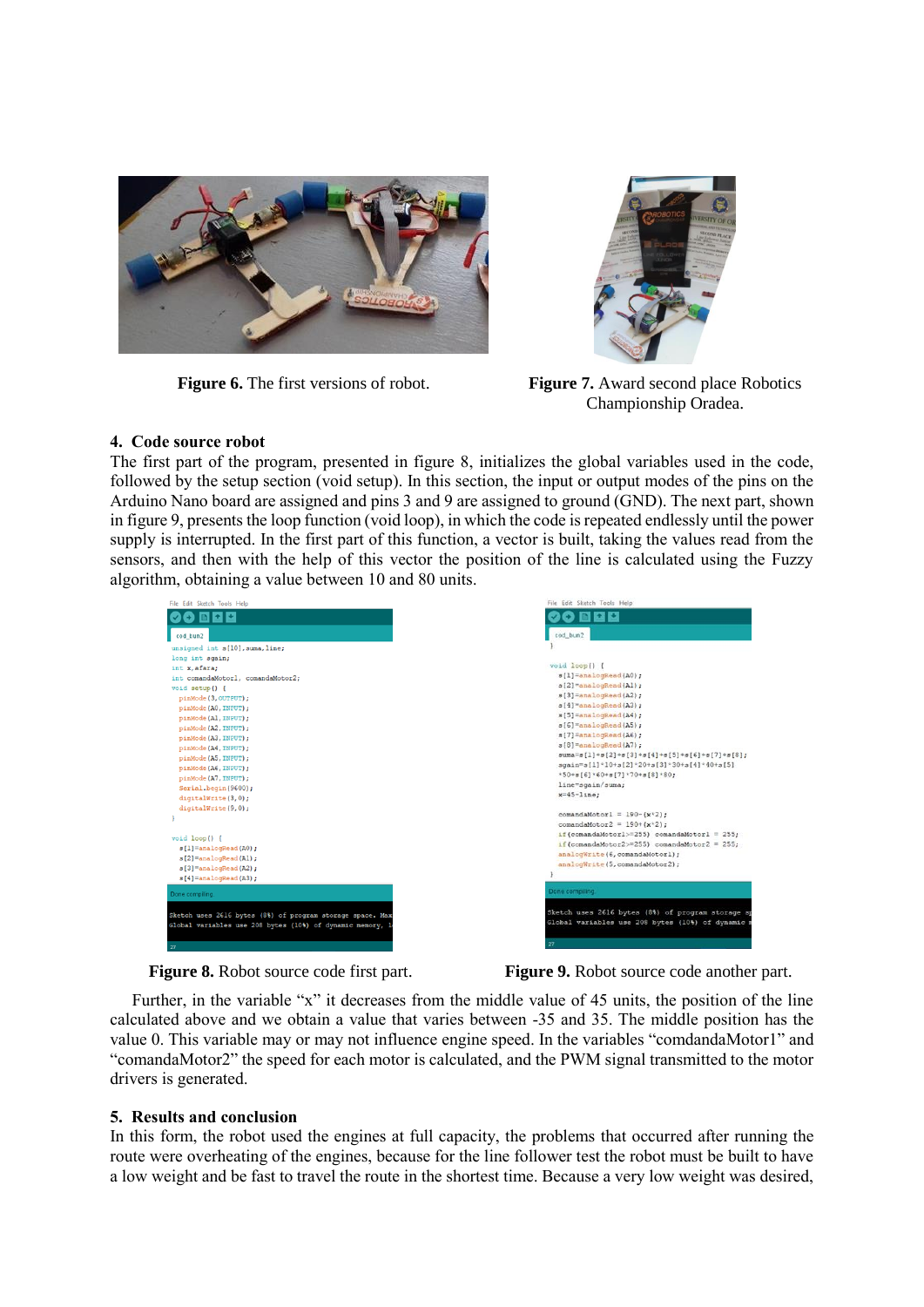**Figure 6.** The first versions of robot.

**Figure 7.** Award second place Robotics Championship Oradea.

## 4. Code source robot

The first part of the program, presented in figure 8, initializes the global variables used in the code, followed by the setup section (void setup). In this section, the input or output modes of the pins on the Arduino Nano board are assigned and pins 3 and 9 are assigned to ground (GND). The next part, shown in figure 9, presents the loop function (void loop), in which the code is repeated endlessly until the power supply is interrupted. In the first part of this function, a vector is built, taking the values read from the sensors, and then with the help of this vector the position of the line is calculated using the Fuzzy algorithm, obtaining a value between 10 and 80 units.

```
unsigned int s[10],suma,line;
long int sgain;
int x,afara;
int comandaMotor1, comandaMotor2;
void setup() {
  pinMode(3,OUTPUT);
  pinMode(A0,INPUT);
  pinMode(A1,INPUT);
  pinMode(A2,INPUT);
  pinMode(A3,INPUT);
  pinMode(A4,INPUT);
  pinMode(A5,INPUT);
  pinMode(A6,INPUT);
  pinMode(A7,INPUT);
  Serial.begin(9600);
  digitalWrite(3,0);
  digitalWrite(9,0);
}

void loop() {
  s[1]=analogRead(A0);
  s[2]=analogRead(A1);
  s[3]=analogRead(A2);
  s[4]=analogRead(A3);
```

**Figure 8.** Robot source code first part.

```
}

void loop() {
  s[1]=analogRead(A0);
  s[2]=analogRead(A1);
  s[3]=analogRead(A2);
  s[4]=analogRead(A3);
  s[5]=analogRead(A4);
  s[6]=analogRead(A5);
  s[7]=analogRead(A6);
  s[8]=analogRead(A7);
  suma=s[1]+s[2]+s[3]+s[4]+s[5]+s[6]+s[7]+s[8];
  sgain=s[1]*10+s[2]*20+s[3]*30+s[4]*40+s[5]
*50+s[6]*60+s[7]*70+s[8]*80;
  line=sgain/suma;
  x=45-line;

  comandaMotor1 = 190-(x*2);
  comandaMotor2 = 190+(x*2);
  if(comandaMotor1>=255) comandaMotor1 = 255;
  if(comandaMotor2>=255) comandaMotor2 = 255;
  analogWrite(6,comandaMotor1);
  analogWrite(5,comandaMotor2);
}
```

**Figure 9.** Robot source code another part.

Further, in the variable "x" it decreases from the middle value of 45 units, the position of the line calculated above and we obtain a value that varies between -35 and 35. The middle position has the value 0. This variable may or may not influence engine speed. In the variables "comdandaMotor1" and "comandaMotor2" the speed for each motor is calculated, and the PWM signal transmitted to the motor drivers is generated.

## 5. Results and conclusion

In this form, the robot used the engines at full capacity, the problems that occurred after running the route were overheating of the engines, because for the line follower test the robot must be built to have a low weight and be fast to travel the route in the shortest time. Because a very low weight was desired,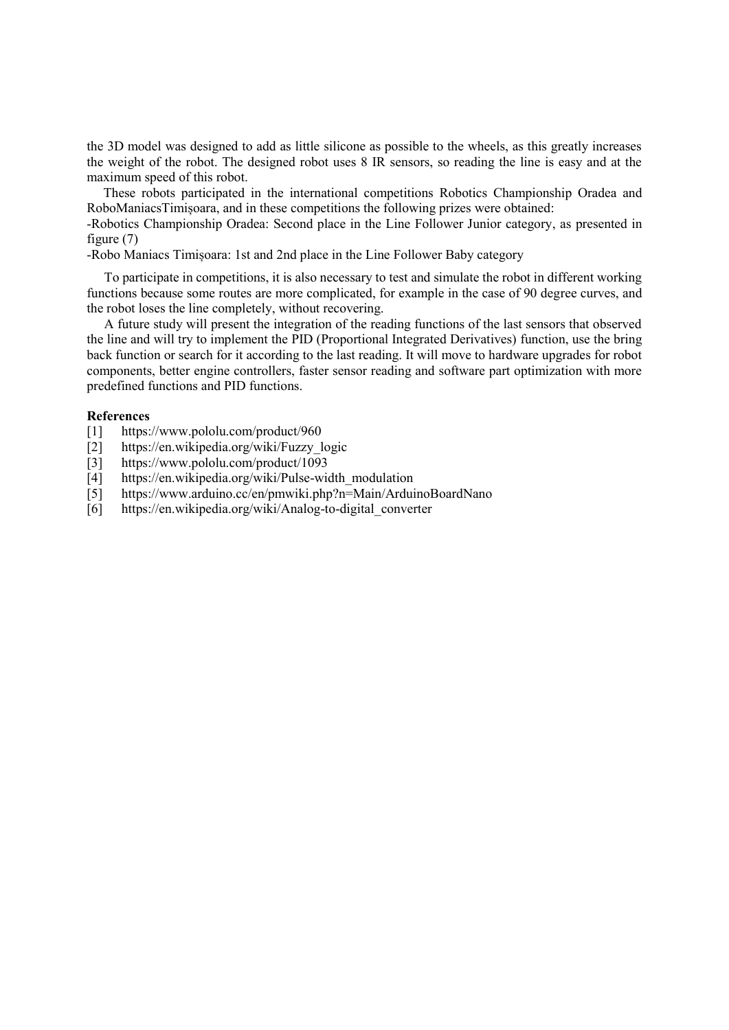the 3D model was designed to add as little silicone as possible to the wheels, as this greatly increases the weight of the robot. The designed robot uses 8 IR sensors, so reading the line is easy and at the maximum speed of this robot.

These robots participated in the international competitions Robotics Championship Oradea and RoboManiacsTimișoara, and in these competitions the following prizes were obtained:

-Robotics Championship Oradea: Second place in the Line Follower Junior category, as presented in figure (7)

-Robo Maniacs Timișoara: 1st and 2nd place in the Line Follower Baby category

To participate in competitions, it is also necessary to test and simulate the robot in different working functions because some routes are more complicated, for example in the case of 90 degree curves, and the robot loses the line completely, without recovering.

A future study will present the integration of the reading functions of the last sensors that observed the line and will try to implement the PID (Proportional Integrated Derivatives) function, use the bring back function or search for it according to the last reading. It will move to hardware upgrades for robot components, better engine controllers, faster sensor reading and software part optimization with more predefined functions and PID functions.

**References**

[1] https://www.pololu.com/product/960

[2] https://en.wikipedia.org/wiki/Fuzzy_logic

[3] https://www.pololu.com/product/1093

[4] https://en.wikipedia.org/wiki/Pulse-width_modulation

[5] https://www.arduino.cc/en/pmwiki.php?n=Main/ArduinoBoardNano

[6] https://en.wikipedia.org/wiki/Analog-to-digital_converter